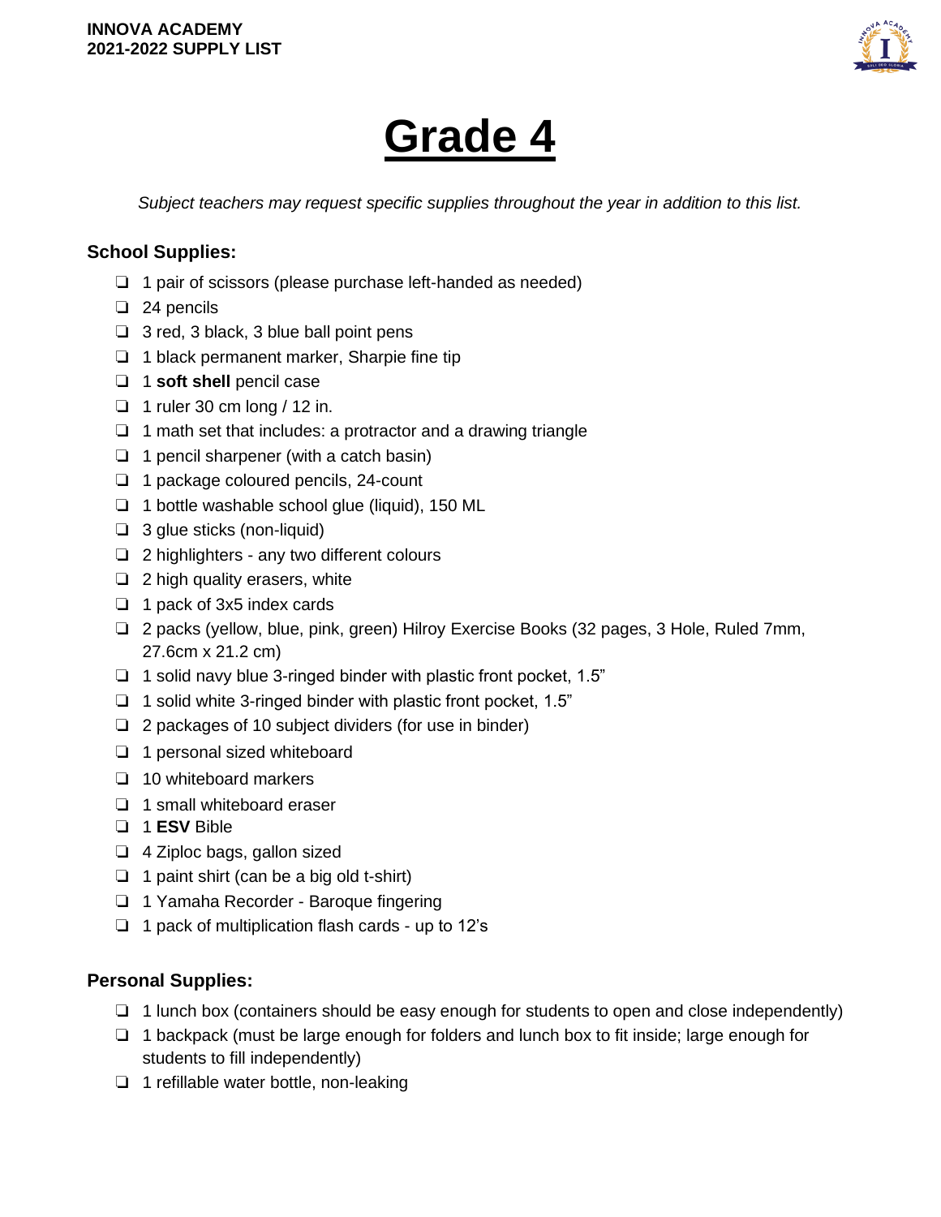**INNOVA ACADEMY**
**2021-2022 SUPPLY LIST**

# Grade 4

*Subject teachers may request specific supplies throughout the year in addition to this list.*

### School Supplies:

- ❏ 1 pair of scissors (please purchase left-handed as needed)
- ❏ 24 pencils
- ❏ 3 red, 3 black, 3 blue ball point pens
- ❏ 1 black permanent marker, Sharpie fine tip
- ❏ 1 **soft shell** pencil case
- ❏ 1 ruler 30 cm long / 12 in.
- ❏ 1 math set that includes: a protractor and a drawing triangle
- ❏ 1 pencil sharpener (with a catch basin)
- ❏ 1 package coloured pencils, 24-count
- ❏ 1 bottle washable school glue (liquid), 150 ML
- ❏ 3 glue sticks (non-liquid)
- ❏ 2 highlighters - any two different colours
- ❏ 2 high quality erasers, white
- ❏ 1 pack of 3x5 index cards
- ❏ 2 packs (yellow, blue, pink, green) Hilroy Exercise Books (32 pages, 3 Hole, Ruled 7mm, 27.6cm x 21.2 cm)
- ❏ 1 solid navy blue 3-ringed binder with plastic front pocket, 1.5"
- ❏ 1 solid white 3-ringed binder with plastic front pocket, 1.5"
- ❏ 2 packages of 10 subject dividers (for use in binder)
- ❏ 1 personal sized whiteboard
- ❏ 10 whiteboard markers
- ❏ 1 small whiteboard eraser
- ❏ 1 **ESV** Bible
- ❏ 4 Ziploc bags, gallon sized
- ❏ 1 paint shirt (can be a big old t-shirt)
- ❏ 1 Yamaha Recorder - Baroque fingering
- ❏ 1 pack of multiplication flash cards - up to 12's

### Personal Supplies:

- ❏ 1 lunch box (containers should be easy enough for students to open and close independently)
- ❏ 1 backpack (must be large enough for folders and lunch box to fit inside; large enough for students to fill independently)
- ❏ 1 refillable water bottle, non-leaking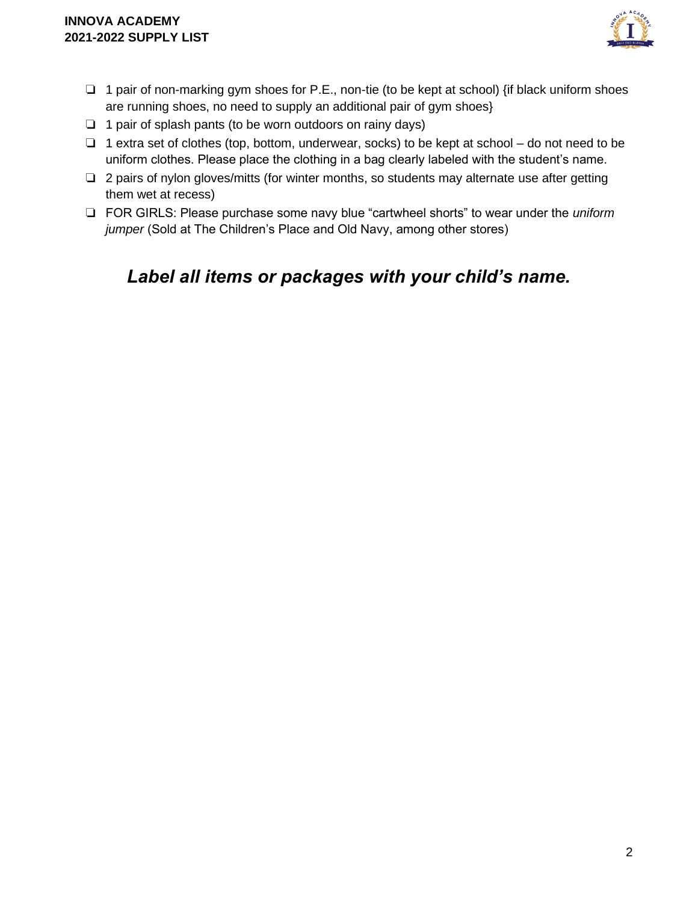- ❏ 1 pair of non-marking gym shoes for P.E., non-tie (to be kept at school) {if black uniform shoes are running shoes, no need to supply an additional pair of gym shoes}
- ❏ 1 pair of splash pants (to be worn outdoors on rainy days)
- ❏ 1 extra set of clothes (top, bottom, underwear, socks) to be kept at school – do not need to be uniform clothes. Please place the clothing in a bag clearly labeled with the student's name.
- ❏ 2 pairs of nylon gloves/mitts (for winter months, so students may alternate use after getting them wet at recess)
- ❏ FOR GIRLS: Please purchase some navy blue "cartwheel shorts" to wear under the *uniform jumper* (Sold at The Children's Place and Old Navy, among other stores)

## ***Label all items or packages with your child's name.***